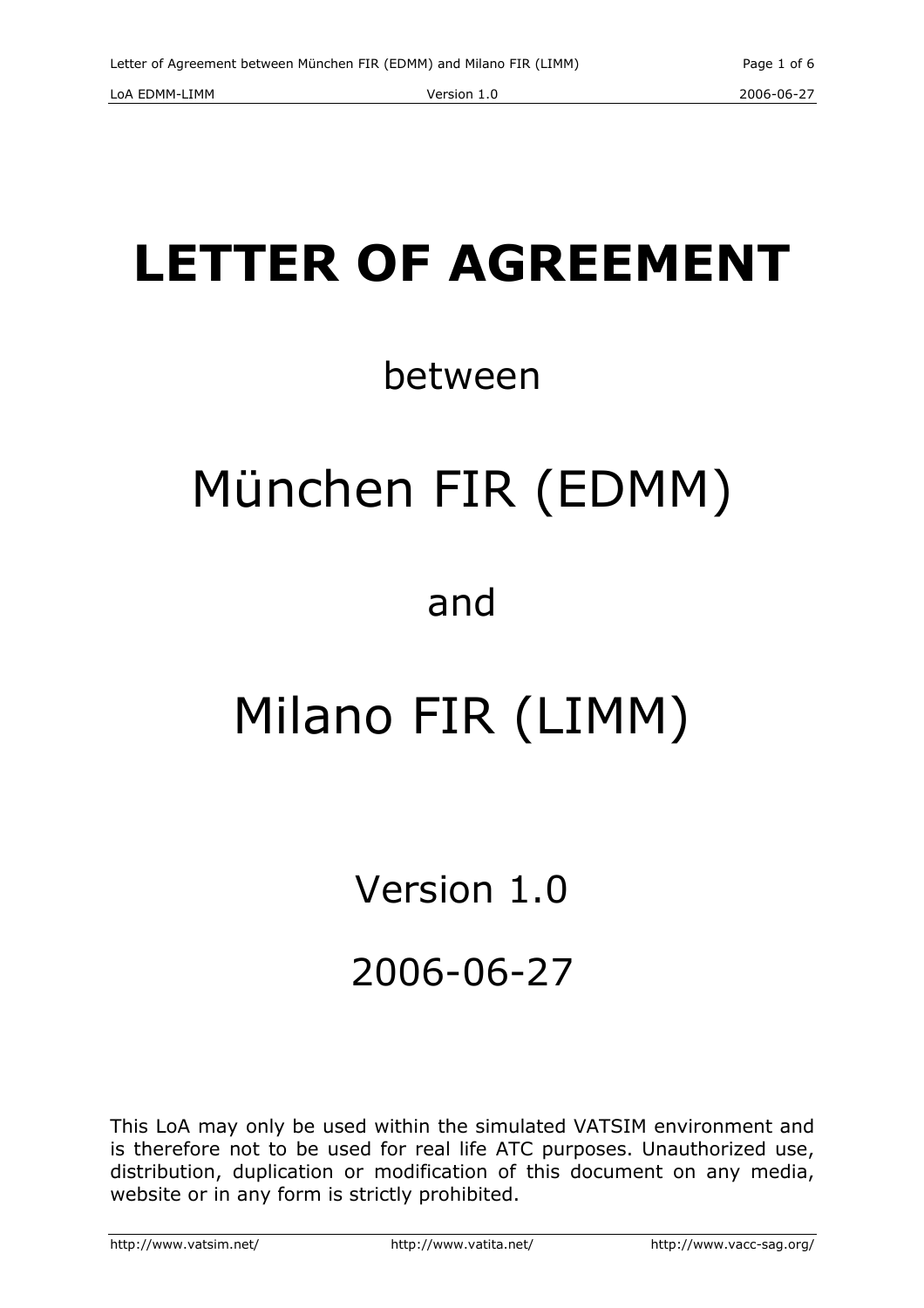# LETTER OF AGREEMENT

between

München FIR (EDMM)

and

Milano FIR (LIMM)

Version 1.0

2006-06-27

This LoA may only be used within the simulated VATSIM environment and is therefore not to be used for real life ATC purposes. Unauthorized use, distribution, duplication or modification of this document on any media, website or in any form is strictly prohibited.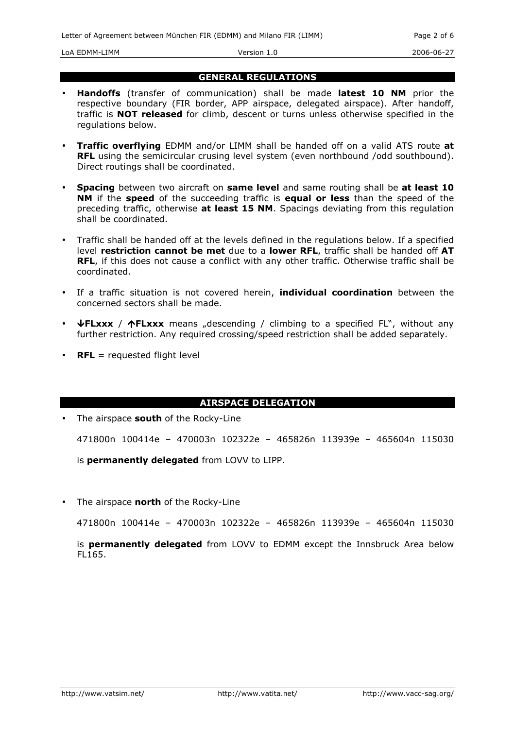## GENERAL REGULATIONS

- **Handoffs** (transfer of communication) shall be made **latest 10 NM** prior the respective boundary (FIR border, APP airspace, delegated airspace). After handoff, traffic is **NOT released** for climb, descent or turns unless otherwise specified in the regulations below.
- **Traffic overflying** EDMM and/or LIMM shall be handed off on a valid ATS route **at RFL** using the semicircular crusing level system (even northbound /odd southbound). Direct routings shall be coordinated.
- **Spacing** between two aircraft on **same level** and same routing shall be **at least 10 NM** if the **speed** of the succeeding traffic is **equal or less** than the speed of the preceding traffic, otherwise **at least 15 NM**. Spacings deviating from this regulation shall be coordinated.
- Traffic shall be handed off at the levels defined in the regulations below. If a specified level **restriction cannot be met** due to a **lower RFL**, traffic shall be handed off **AT RFL**, if this does not cause a conflict with any other traffic. Otherwise traffic shall be coordinated.
- If a traffic situation is not covered herein, **individual coordination** between the concerned sectors shall be made.
- **↓FLxxx** / **↑FLxxx** means „descending / climbing to a specified FL", without any further restriction. Any required crossing/speed restriction shall be added separately.
- **RFL** = requested flight level

## AIRSPACE DELEGATION

- The airspace **south** of the Rocky-Line

  471800n 100414e – 470003n 102322e – 465826n 113939e – 465604n 115030

  is **permanently delegated** from LOVV to LIPP.

- The airspace **north** of the Rocky-Line

  471800n 100414e – 470003n 102322e – 465826n 113939e – 465604n 115030

  is **permanently delegated** from LOVV to EDMM except the Innsbruck Area below FL165.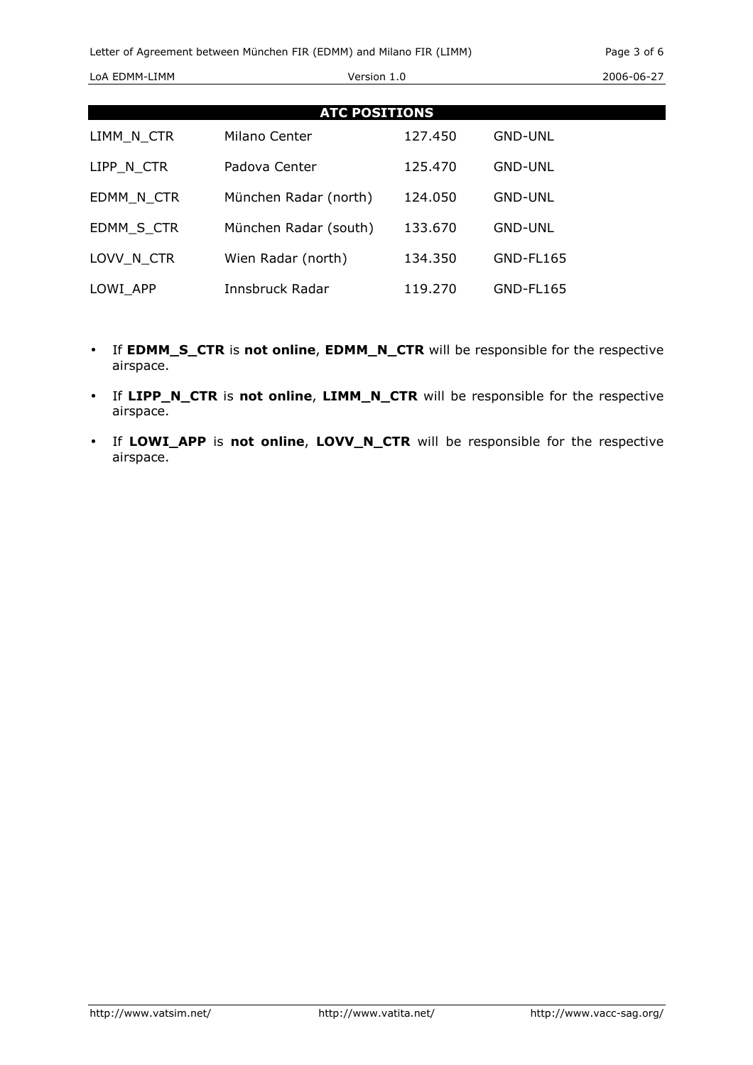## ATC POSITIONS

| | | | |
|---|---|---|---|
| LIMM_N_CTR | Milano Center | 127.450 | GND-UNL |
| LIPP_N_CTR | Padova Center | 125.470 | GND-UNL |
| EDMM_N_CTR | München Radar (north) | 124.050 | GND-UNL |
| EDMM_S_CTR | München Radar (south) | 133.670 | GND-UNL |
| LOVV_N_CTR | Wien Radar (north) | 134.350 | GND-FL165 |
| LOWI_APP | Innsbruck Radar | 119.270 | GND-FL165 |

- If **EDMM_S_CTR** is **not online**, **EDMM_N_CTR** will be responsible for the respective airspace.
- If **LIPP_N_CTR** is **not online**, **LIMM_N_CTR** will be responsible for the respective airspace.
- If **LOWI_APP** is **not online**, **LOVV_N_CTR** will be responsible for the respective airspace.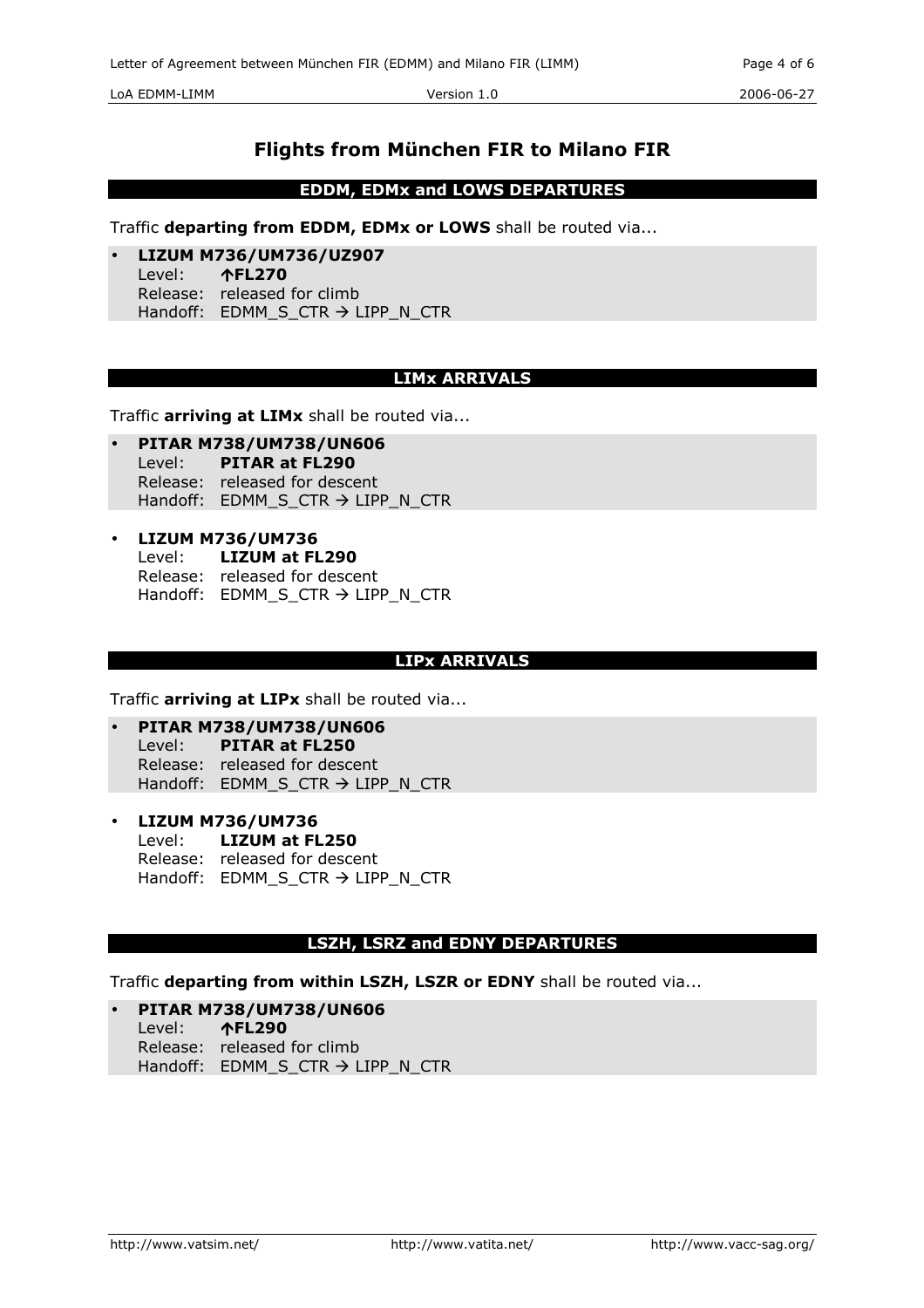# Flights from München FIR to Milano FIR

## EDDM, EDMx and LOWS DEPARTURES

Traffic **departing from EDDM, EDMx or LOWS** shall be routed via...

- **LIZUM M736/UM736/UZ907**
  Level: **↑FL270**
  Release: released for climb
  Handoff: EDMM_S_CTR → LIPP_N_CTR

## LIMx ARRIVALS

Traffic **arriving at LIMx** shall be routed via...

- **PITAR M738/UM738/UN606**
  Level: **PITAR at FL290**
  Release: released for descent
  Handoff: EDMM_S_CTR → LIPP_N_CTR

- **LIZUM M736/UM736**
  Level: **LIZUM at FL290**
  Release: released for descent
  Handoff: EDMM_S_CTR → LIPP_N_CTR

## LIPx ARRIVALS

Traffic **arriving at LIPx** shall be routed via...

- **PITAR M738/UM738/UN606**
  Level: **PITAR at FL250**
  Release: released for descent
  Handoff: EDMM_S_CTR → LIPP_N_CTR

- **LIZUM M736/UM736**
  Level: **LIZUM at FL250**
  Release: released for descent
  Handoff: EDMM_S_CTR → LIPP_N_CTR

## LSZH, LSRZ and EDNY DEPARTURES

Traffic **departing from within LSZH, LSZR or EDNY** shall be routed via...

- **PITAR M738/UM738/UN606**
  Level: **↑FL290**
  Release: released for climb
  Handoff: EDMM_S_CTR → LIPP_N_CTR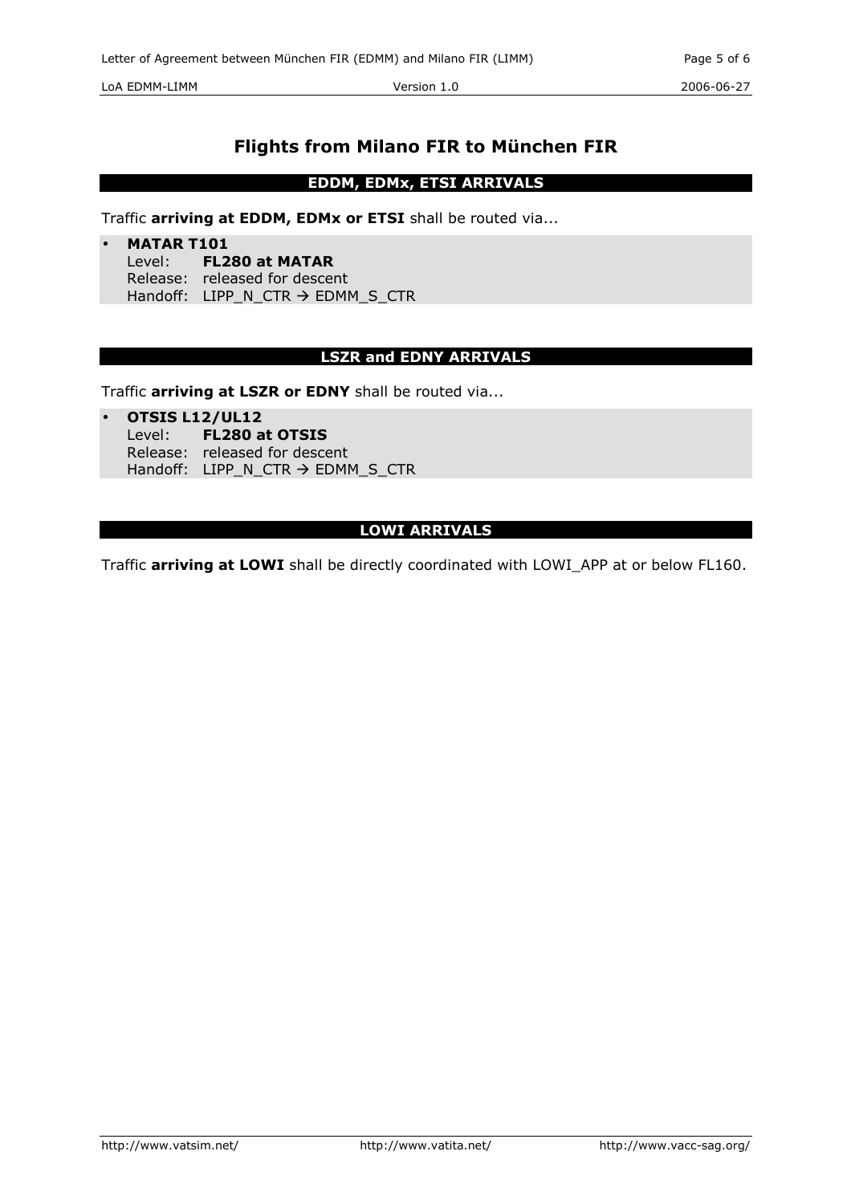# Flights from Milano FIR to München FIR

## EDDM, EDMx, ETSI ARRIVALS

Traffic **arriving at EDDM, EDMx or ETSI** shall be routed via...

- **MATAR T101**
  Level: **FL280 at MATAR**
  Release: released for descent
  Handoff: LIPP_N_CTR → EDMM_S_CTR

## LSZR and EDNY ARRIVALS

Traffic **arriving at LSZR or EDNY** shall be routed via...

- **OTSIS L12/UL12**
  Level: **FL280 at OTSIS**
  Release: released for descent
  Handoff: LIPP_N_CTR → EDMM_S_CTR

## LOWI ARRIVALS

Traffic **arriving at LOWI** shall be directly coordinated with LOWI_APP at or below FL160.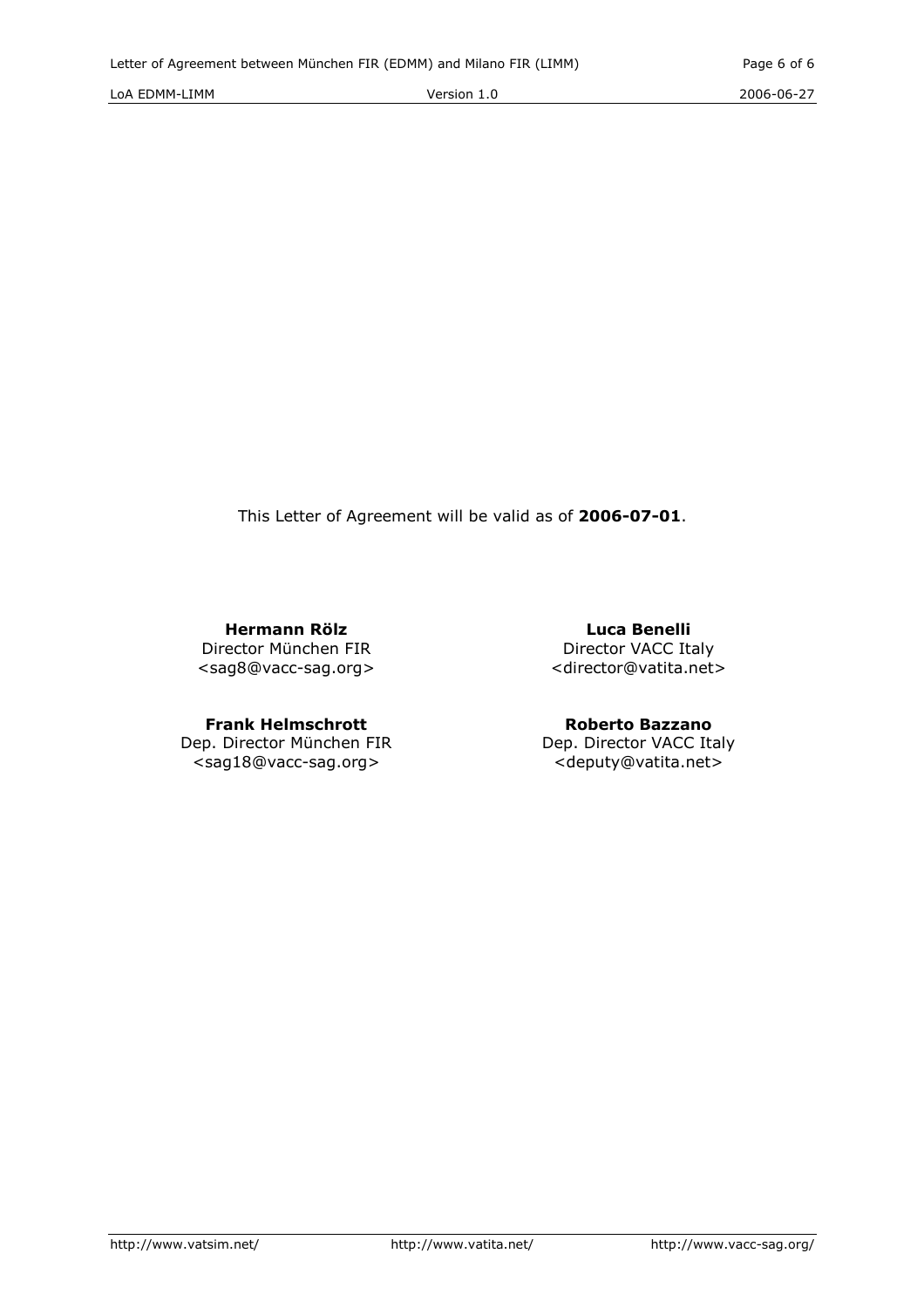This Letter of Agreement will be valid as of **2006-07-01**.

**Hermann Rölz**
Director München FIR
<sag8@vacc-sag.org>

**Frank Helmschrott**
Dep. Director München FIR
<sag18@vacc-sag.org>

**Luca Benelli**
Director VACC Italy
<director@vatita.net>

**Roberto Bazzano**
Dep. Director VACC Italy
<deputy@vatita.net>